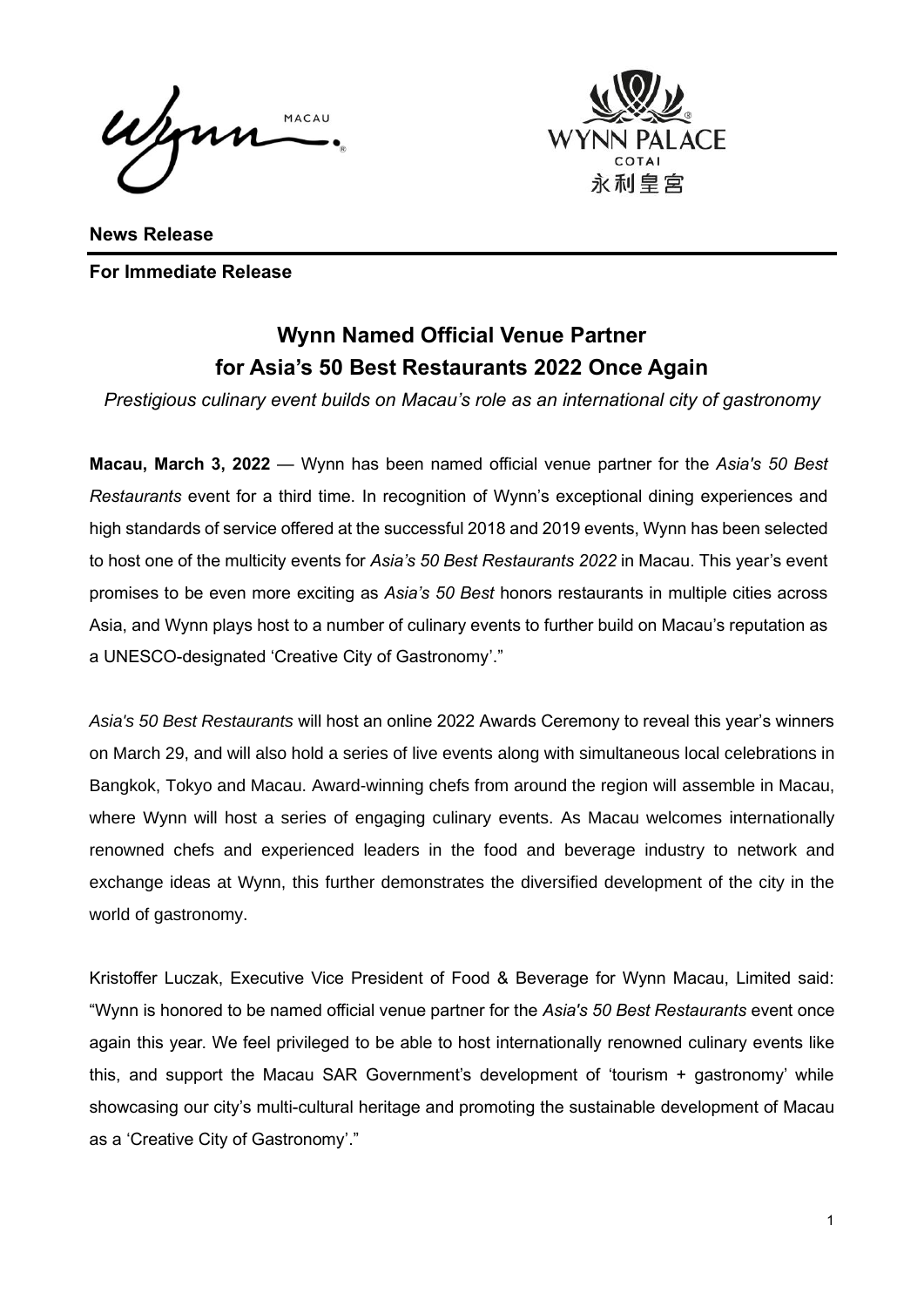**News Release**

**For Immediate Release**

# Wynn Named Official Venue Partner for Asia's 50 Best Restaurants 2022 Once Again

*Prestigious culinary event builds on Macau's role as an international city of gastronomy*

**Macau, March 3, 2022** — Wynn has been named official venue partner for the *Asia's 50 Best Restaurants* event for a third time. In recognition of Wynn's exceptional dining experiences and high standards of service offered at the successful 2018 and 2019 events, Wynn has been selected to host one of the multicity events for *Asia's 50 Best Restaurants 2022* in Macau. This year's event promises to be even more exciting as *Asia's 50 Best* honors restaurants in multiple cities across Asia, and Wynn plays host to a number of culinary events to further build on Macau's reputation as a UNESCO-designated 'Creative City of Gastronomy'."

*Asia's 50 Best Restaurants* will host an online 2022 Awards Ceremony to reveal this year's winners on March 29, and will also hold a series of live events along with simultaneous local celebrations in Bangkok, Tokyo and Macau. Award-winning chefs from around the region will assemble in Macau, where Wynn will host a series of engaging culinary events. As Macau welcomes internationally renowned chefs and experienced leaders in the food and beverage industry to network and exchange ideas at Wynn, this further demonstrates the diversified development of the city in the world of gastronomy.

Kristoffer Luczak, Executive Vice President of Food & Beverage for Wynn Macau, Limited said: "Wynn is honored to be named official venue partner for the *Asia's 50 Best Restaurants* event once again this year. We feel privileged to be able to host internationally renowned culinary events like this, and support the Macau SAR Government's development of 'tourism + gastronomy' while showcasing our city's multi-cultural heritage and promoting the sustainable development of Macau as a 'Creative City of Gastronomy'."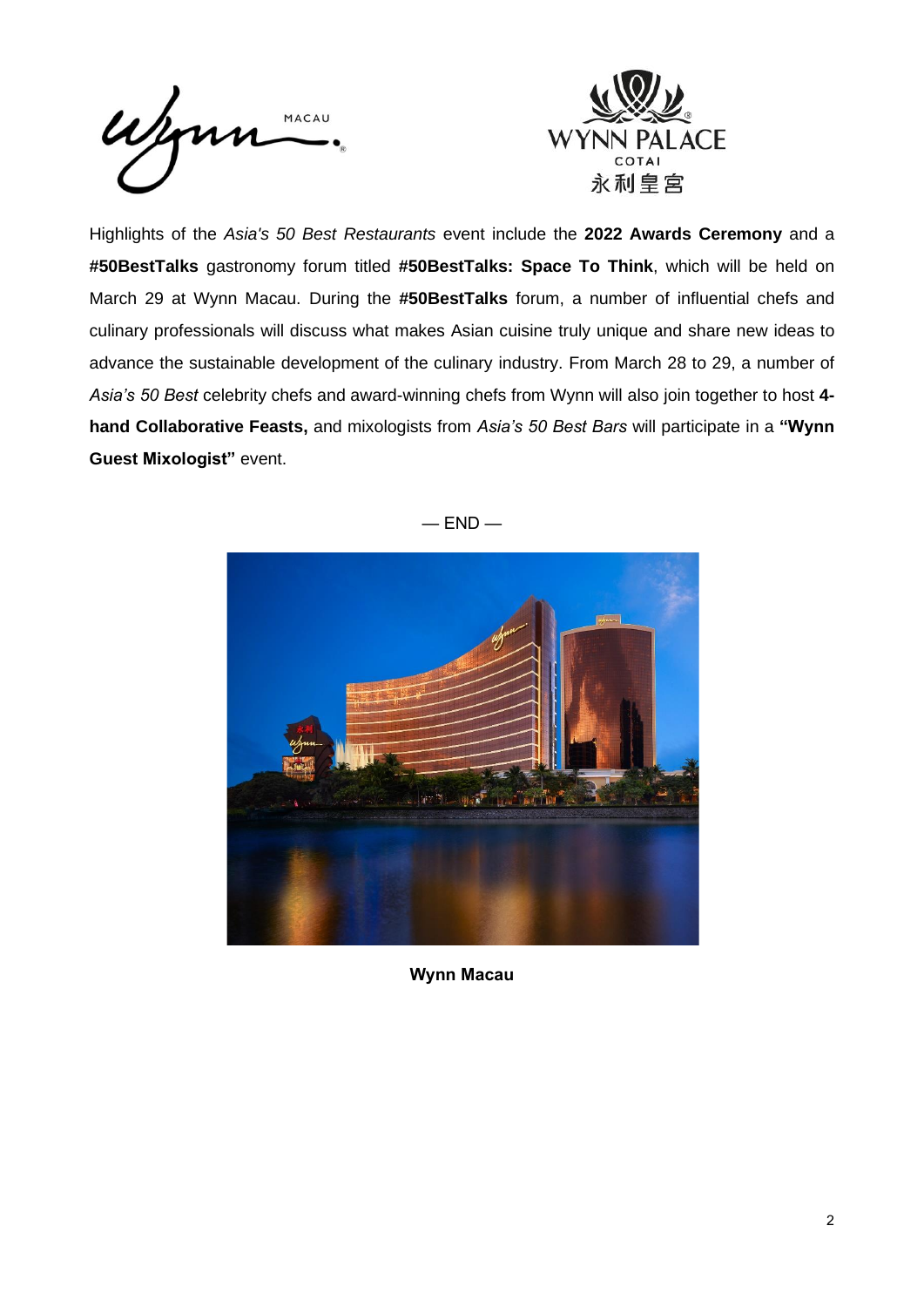Highlights of the *Asia's 50 Best Restaurants* event include the **2022 Awards Ceremony** and a **#50BestTalks** gastronomy forum titled **#50BestTalks: Space To Think**, which will be held on March 29 at Wynn Macau. During the **#50BestTalks** forum, a number of influential chefs and culinary professionals will discuss what makes Asian cuisine truly unique and share new ideas to advance the sustainable development of the culinary industry. From March 28 to 29, a number of *Asia's 50 Best* celebrity chefs and award-winning chefs from Wynn will also join together to host **4-hand Collaborative Feasts,** and mixologists from *Asia's 50 Best Bars* will participate in a **"Wynn Guest Mixologist"** event.

— END —

**Wynn Macau**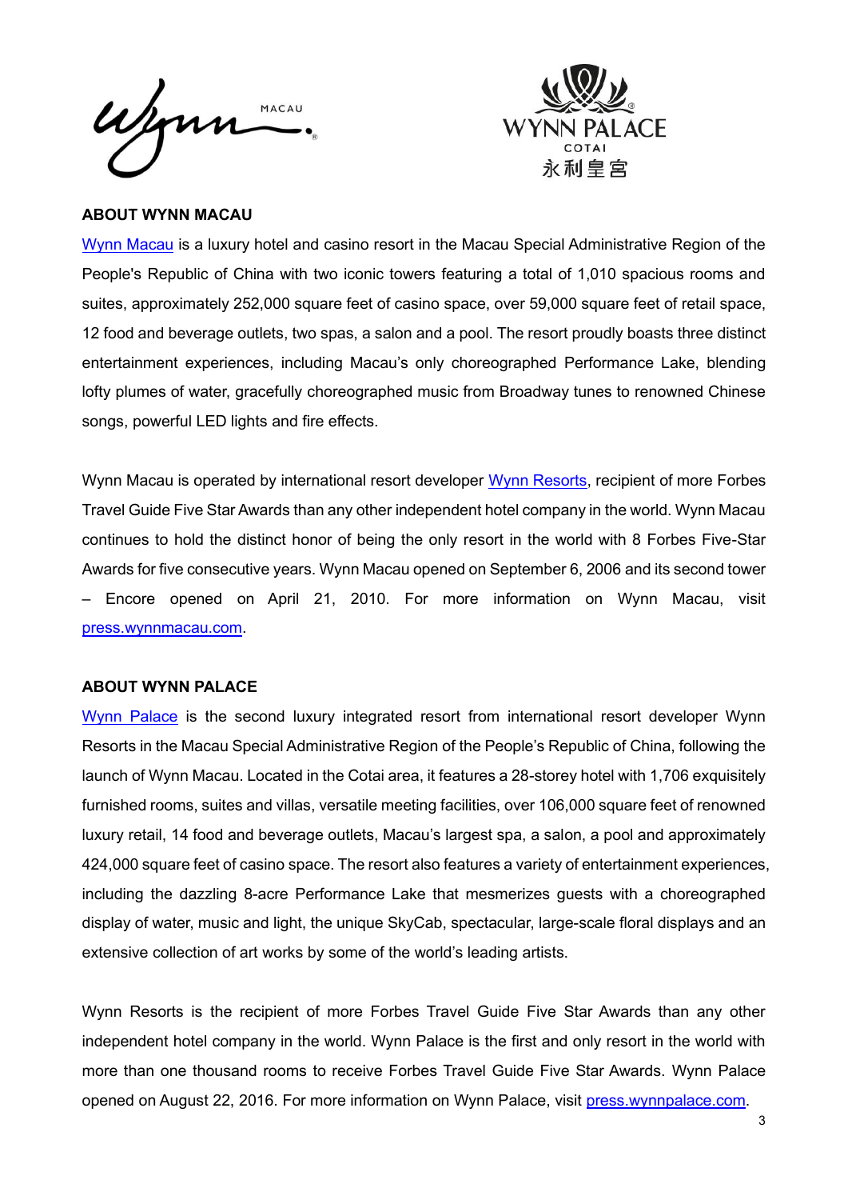**ABOUT WYNN MACAU**

Wynn Macau is a luxury hotel and casino resort in the Macau Special Administrative Region of the People's Republic of China with two iconic towers featuring a total of 1,010 spacious rooms and suites, approximately 252,000 square feet of casino space, over 59,000 square feet of retail space, 12 food and beverage outlets, two spas, a salon and a pool. The resort proudly boasts three distinct entertainment experiences, including Macau's only choreographed Performance Lake, blending lofty plumes of water, gracefully choreographed music from Broadway tunes to renowned Chinese songs, powerful LED lights and fire effects.

Wynn Macau is operated by international resort developer Wynn Resorts, recipient of more Forbes Travel Guide Five Star Awards than any other independent hotel company in the world. Wynn Macau continues to hold the distinct honor of being the only resort in the world with 8 Forbes Five-Star Awards for five consecutive years. Wynn Macau opened on September 6, 2006 and its second tower – Encore opened on April 21, 2010. For more information on Wynn Macau, visit press.wynnmacau.com.

**ABOUT WYNN PALACE**

Wynn Palace is the second luxury integrated resort from international resort developer Wynn Resorts in the Macau Special Administrative Region of the People's Republic of China, following the launch of Wynn Macau. Located in the Cotai area, it features a 28-storey hotel with 1,706 exquisitely furnished rooms, suites and villas, versatile meeting facilities, over 106,000 square feet of renowned luxury retail, 14 food and beverage outlets, Macau's largest spa, a salon, a pool and approximately 424,000 square feet of casino space. The resort also features a variety of entertainment experiences, including the dazzling 8-acre Performance Lake that mesmerizes guests with a choreographed display of water, music and light, the unique SkyCab, spectacular, large-scale floral displays and an extensive collection of art works by some of the world's leading artists.

Wynn Resorts is the recipient of more Forbes Travel Guide Five Star Awards than any other independent hotel company in the world. Wynn Palace is the first and only resort in the world with more than one thousand rooms to receive Forbes Travel Guide Five Star Awards. Wynn Palace opened on August 22, 2016. For more information on Wynn Palace, visit press.wynnpalace.com.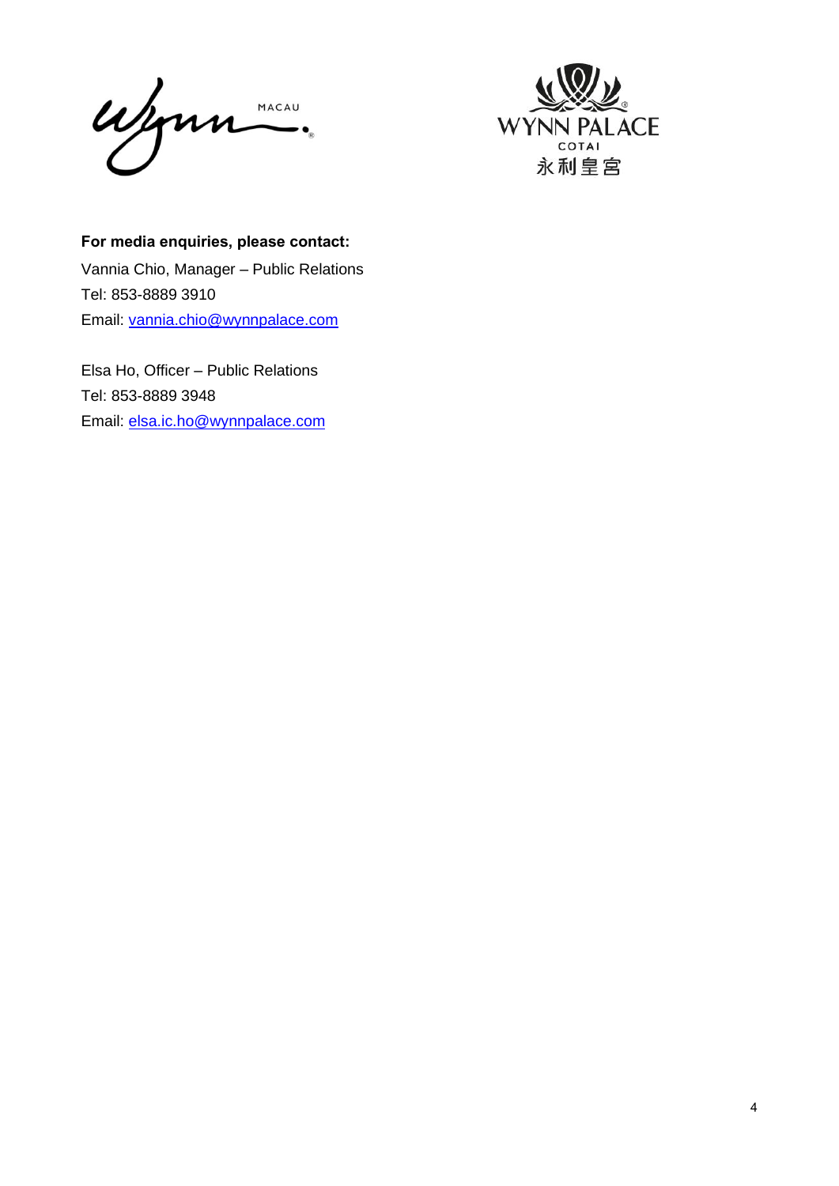**For media enquiries, please contact:**

Vannia Chio, Manager – Public Relations
Tel: 853-8889 3910
Email: vannia.chio@wynnpalace.com

Elsa Ho, Officer – Public Relations
Tel: 853-8889 3948
Email: elsa.ic.ho@wynnpalace.com